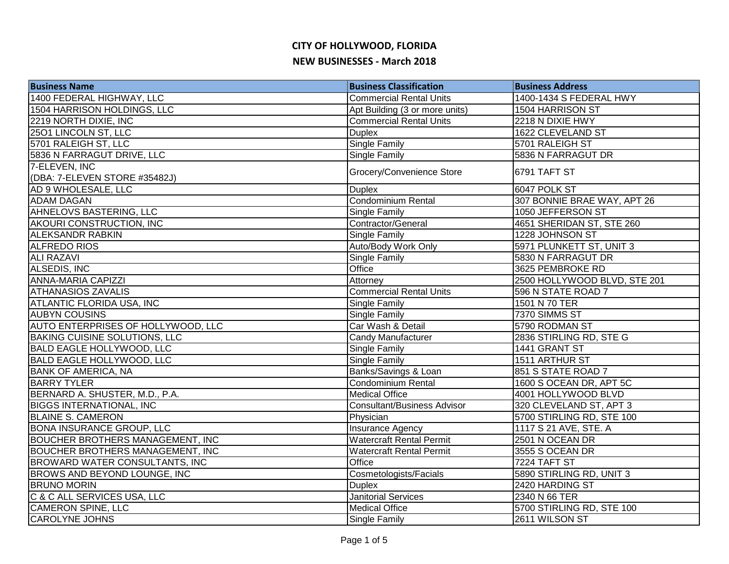# CITY OF HOLLYWOOD, FLORIDA

## NEW BUSINESSES - March 2018

| Business Name | Business Classification | Business Address |
|---|---|---|
| 1400 FEDERAL HIGHWAY, LLC | Commercial Rental Units | 1400-1434 S FEDERAL HWY |
| 1504 HARRISON HOLDINGS, LLC | Apt Building (3 or more units) | 1504 HARRISON ST |
| 2219 NORTH DIXIE, INC | Commercial Rental Units | 2218 N DIXIE HWY |
| 25O1 LINCOLN ST, LLC | Duplex | 1622 CLEVELAND ST |
| 5701 RALEIGH ST, LLC | Single Family | 5701 RALEIGH ST |
| 5836 N FARRAGUT DRIVE, LLC | Single Family | 5836 N FARRAGUT DR |
| 7-ELEVEN, INC (DBA: 7-ELEVEN STORE #35482J) | Grocery/Convenience Store | 6791 TAFT ST |
| AD 9 WHOLESALE, LLC | Duplex | 6047 POLK ST |
| ADAM DAGAN | Condominium Rental | 307 BONNIE BRAE WAY, APT 26 |
| AHNELOVS BASTERING, LLC | Single Family | 1050 JEFFERSON ST |
| AKOURI CONSTRUCTION, INC | Contractor/General | 4651 SHERIDAN ST, STE 260 |
| ALEKSANDR RABKIN | Single Family | 1228 JOHNSON ST |
| ALFREDO RIOS | Auto/Body Work Only | 5971 PLUNKETT ST, UNIT 3 |
| ALI RAZAVI | Single Family | 5830 N FARRAGUT DR |
| ALSEDIS, INC | Office | 3625 PEMBROKE RD |
| ANNA-MARIA CAPIZZI | Attorney | 2500 HOLLYWOOD BLVD, STE 201 |
| ATHANASIOS ZAVALIS | Commercial Rental Units | 596 N STATE ROAD 7 |
| ATLANTIC FLORIDA USA, INC | Single Family | 1501 N 70 TER |
| AUBYN COUSINS | Single Family | 7370 SIMMS ST |
| AUTO ENTERPRISES OF HOLLYWOOD, LLC | Car Wash & Detail | 5790 RODMAN ST |
| BAKING CUISINE SOLUTIONS, LLC | Candy Manufacturer | 2836 STIRLING RD, STE G |
| BALD EAGLE HOLLYWOOD, LLC | Single Family | 1441 GRANT ST |
| BALD EAGLE HOLLYWOOD, LLC | Single Family | 1511 ARTHUR ST |
| BANK OF AMERICA, NA | Banks/Savings & Loan | 851 S STATE ROAD 7 |
| BARRY TYLER | Condominium Rental | 1600 S OCEAN DR, APT 5C |
| BERNARD A. SHUSTER, M.D., P.A. | Medical Office | 4001 HOLLYWOOD BLVD |
| BIGGS INTERNATIONAL, INC | Consultant/Business Advisor | 320 CLEVELAND ST, APT 3 |
| BLAINE S. CAMERON | Physician | 5700 STIRLING RD, STE 100 |
| BONA INSURANCE GROUP, LLC | Insurance Agency | 1117 S 21 AVE, STE. A |
| BOUCHER BROTHERS MANAGEMENT, INC | Watercraft Rental Permit | 2501 N OCEAN DR |
| BOUCHER BROTHERS MANAGEMENT, INC | Watercraft Rental Permit | 3555 S OCEAN DR |
| BROWARD WATER CONSULTANTS, INC | Office | 7224 TAFT ST |
| BROWS AND BEYOND LOUNGE, INC | Cosmetologists/Facials | 5890 STIRLING RD, UNIT 3 |
| BRUNO MORIN | Duplex | 2420 HARDING ST |
| C & C ALL SERVICES USA, LLC | Janitorial Services | 2340 N 66 TER |
| CAMERON SPINE, LLC | Medical Office | 5700 STIRLING RD, STE 100 |
| CAROLYNE JOHNS | Single Family | 2611 WILSON ST |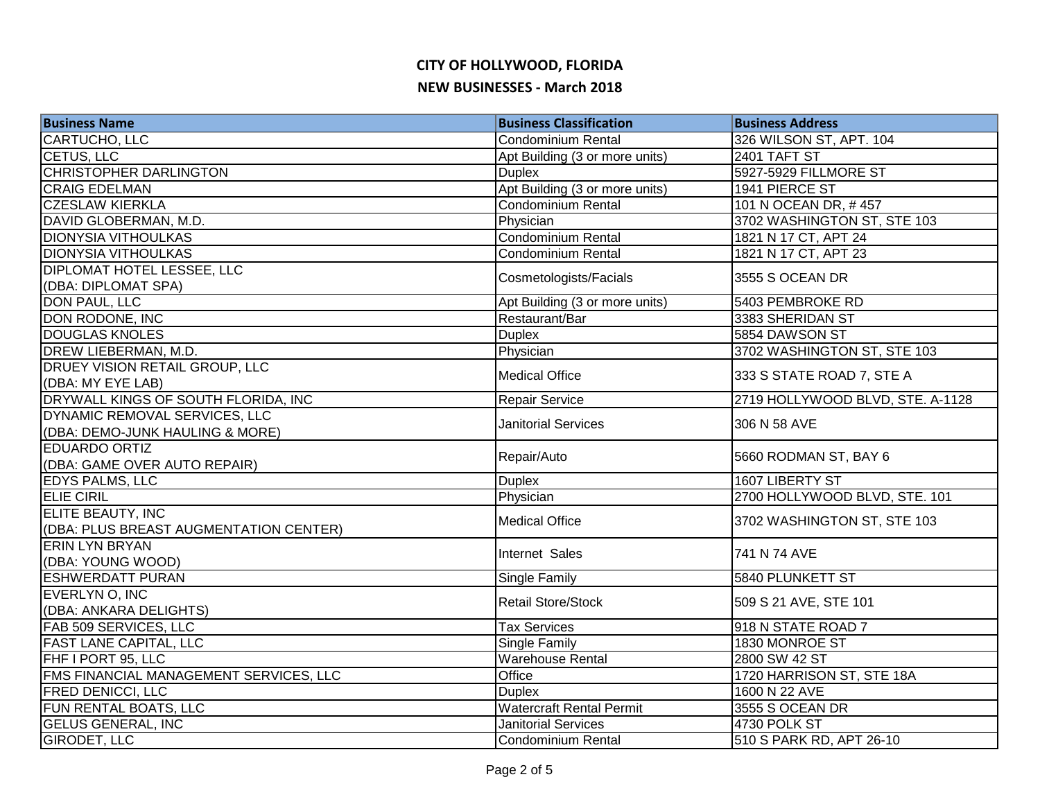# CITY OF HOLLYWOOD, FLORIDA

## NEW BUSINESSES - March 2018

| Business Name | Business Classification | Business Address |
|---|---|---|
| CARTUCHO, LLC | Condominium Rental | 326 WILSON ST, APT. 104 |
| CETUS, LLC | Apt Building (3 or more units) | 2401 TAFT ST |
| CHRISTOPHER DARLINGTON | Duplex | 5927-5929 FILLMORE ST |
| CRAIG EDELMAN | Apt Building (3 or more units) | 1941 PIERCE ST |
| CZESLAW KIERKLA | Condominium Rental | 101 N OCEAN DR, # 457 |
| DAVID GLOBERMAN, M.D. | Physician | 3702 WASHINGTON ST, STE 103 |
| DIONYSIA VITHOULKAS | Condominium Rental | 1821 N 17 CT, APT 24 |
| DIONYSIA VITHOULKAS | Condominium Rental | 1821 N 17 CT, APT 23 |
| DIPLOMAT HOTEL LESSEE, LLC (DBA: DIPLOMAT SPA) | Cosmetologists/Facials | 3555 S OCEAN DR |
| DON PAUL, LLC | Apt Building (3 or more units) | 5403 PEMBROKE RD |
| DON RODONE, INC | Restaurant/Bar | 3383 SHERIDAN ST |
| DOUGLAS KNOLES | Duplex | 5854 DAWSON ST |
| DREW LIEBERMAN, M.D. | Physician | 3702 WASHINGTON ST, STE 103 |
| DRUEY VISION RETAIL GROUP, LLC (DBA: MY EYE LAB) | Medical Office | 333 S STATE ROAD 7, STE A |
| DRYWALL KINGS OF SOUTH FLORIDA, INC | Repair Service | 2719 HOLLYWOOD BLVD, STE. A-1128 |
| DYNAMIC REMOVAL SERVICES, LLC (DBA: DEMO-JUNK HAULING & MORE) | Janitorial Services | 306 N 58 AVE |
| EDUARDO ORTIZ (DBA: GAME OVER AUTO REPAIR) | Repair/Auto | 5660 RODMAN ST, BAY 6 |
| EDYS PALMS, LLC | Duplex | 1607 LIBERTY ST |
| ELIE CIRIL | Physician | 2700 HOLLYWOOD BLVD, STE. 101 |
| ELITE BEAUTY, INC (DBA: PLUS BREAST AUGMENTATION CENTER) | Medical Office | 3702 WASHINGTON ST, STE 103 |
| ERIN LYN BRYAN (DBA: YOUNG WOOD) | Internet Sales | 741 N 74 AVE |
| ESHWERDATT PURAN | Single Family | 5840 PLUNKETT ST |
| EVERLYN O, INC (DBA: ANKARA DELIGHTS) | Retail Store/Stock | 509 S 21 AVE, STE 101 |
| FAB 509 SERVICES, LLC | Tax Services | 918 N STATE ROAD 7 |
| FAST LANE CAPITAL, LLC | Single Family | 1830 MONROE ST |
| FHF I PORT 95, LLC | Warehouse Rental | 2800 SW 42 ST |
| FMS FINANCIAL MANAGEMENT SERVICES, LLC | Office | 1720 HARRISON ST, STE 18A |
| FRED DENICCI, LLC | Duplex | 1600 N 22 AVE |
| FUN RENTAL BOATS, LLC | Watercraft Rental Permit | 3555 S OCEAN DR |
| GELUS GENERAL, INC | Janitorial Services | 4730 POLK ST |
| GIRODET, LLC | Condominium Rental | 510 S PARK RD, APT 26-10 |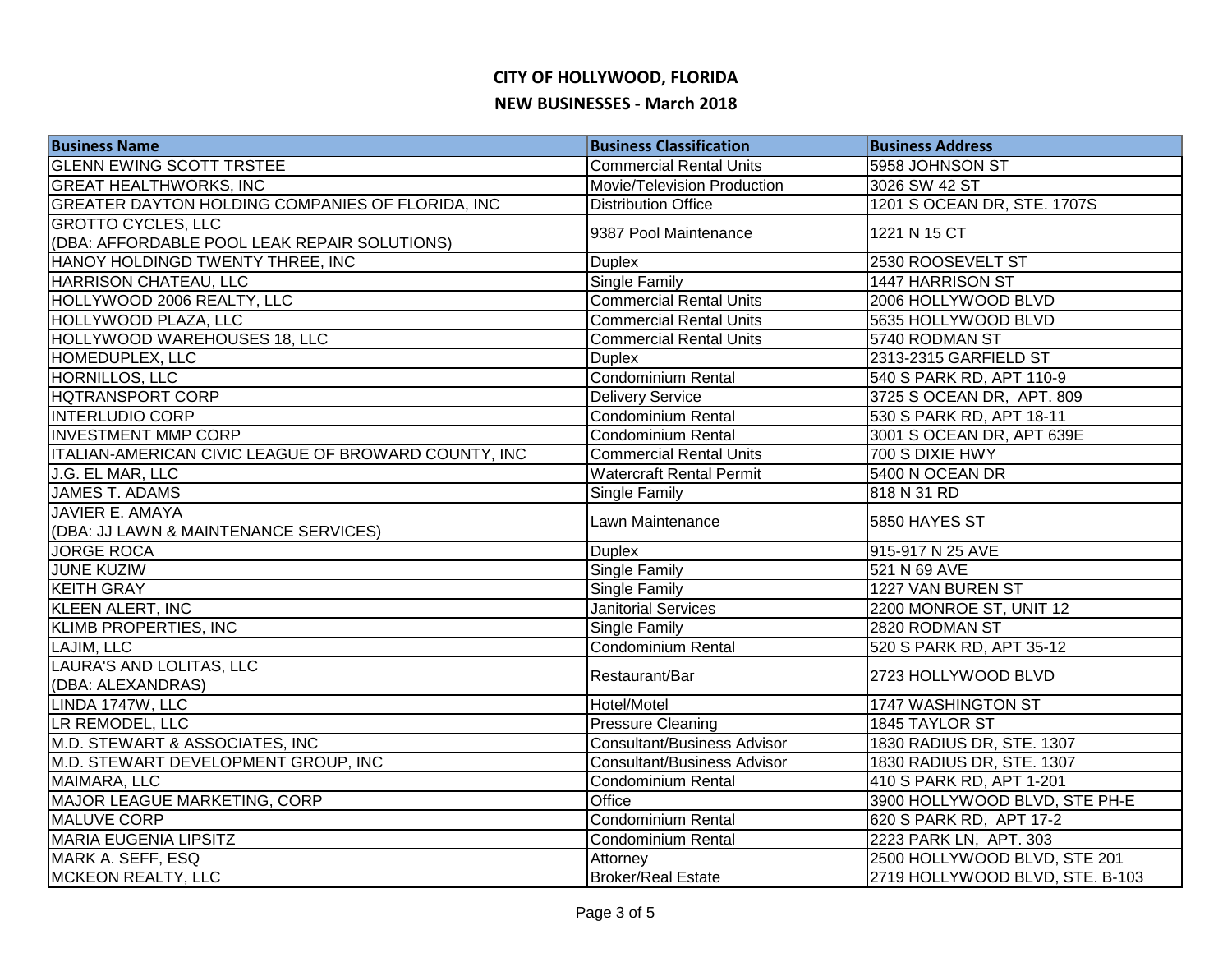# CITY OF HOLLYWOOD, FLORIDA

## NEW BUSINESSES - March 2018

| Business Name | Business Classification | Business Address |
|---|---|---|
| GLENN EWING SCOTT TRSTEE | Commercial Rental Units | 5958 JOHNSON ST |
| GREAT HEALTHWORKS, INC | Movie/Television Production | 3026 SW 42 ST |
| GREATER DAYTON HOLDING COMPANIES OF FLORIDA, INC | Distribution Office | 1201 S OCEAN DR, STE. 1707S |
| GROTTO CYCLES, LLC (DBA: AFFORDABLE POOL LEAK REPAIR SOLUTIONS) | 9387 Pool Maintenance | 1221 N 15 CT |
| HANOY HOLDINGD TWENTY THREE, INC | Duplex | 2530 ROOSEVELT ST |
| HARRISON CHATEAU, LLC | Single Family | 1447 HARRISON ST |
| HOLLYWOOD 2006 REALTY, LLC | Commercial Rental Units | 2006 HOLLYWOOD BLVD |
| HOLLYWOOD PLAZA, LLC | Commercial Rental Units | 5635 HOLLYWOOD BLVD |
| HOLLYWOOD WAREHOUSES 18, LLC | Commercial Rental Units | 5740 RODMAN ST |
| HOMEDUPLEX, LLC | Duplex | 2313-2315 GARFIELD ST |
| HORNILLOS, LLC | Condominium Rental | 540 S PARK RD, APT 110-9 |
| HQTRANSPORT CORP | Delivery Service | 3725 S OCEAN DR, APT. 809 |
| INTERLUDIO CORP | Condominium Rental | 530 S PARK RD, APT 18-11 |
| INVESTMENT MMP CORP | Condominium Rental | 3001 S OCEAN DR, APT 639E |
| ITALIAN-AMERICAN CIVIC LEAGUE OF BROWARD COUNTY, INC | Commercial Rental Units | 700 S DIXIE HWY |
| J.G. EL MAR, LLC | Watercraft Rental Permit | 5400 N OCEAN DR |
| JAMES T. ADAMS | Single Family | 818 N 31 RD |
| JAVIER E. AMAYA (DBA: JJ LAWN & MAINTENANCE SERVICES) | Lawn Maintenance | 5850 HAYES ST |
| JORGE ROCA | Duplex | 915-917 N 25 AVE |
| JUNE KUZIW | Single Family | 521 N 69 AVE |
| KEITH GRAY | Single Family | 1227 VAN BUREN ST |
| KLEEN ALERT, INC | Janitorial Services | 2200 MONROE ST, UNIT 12 |
| KLIMB PROPERTIES, INC | Single Family | 2820 RODMAN ST |
| LAJIM, LLC | Condominium Rental | 520 S PARK RD, APT 35-12 |
| LAURA'S AND LOLITAS, LLC (DBA: ALEXANDRAS) | Restaurant/Bar | 2723 HOLLYWOOD BLVD |
| LINDA 1747W, LLC | Hotel/Motel | 1747 WASHINGTON ST |
| LR REMODEL, LLC | Pressure Cleaning | 1845 TAYLOR ST |
| M.D. STEWART & ASSOCIATES, INC | Consultant/Business Advisor | 1830 RADIUS DR, STE. 1307 |
| M.D. STEWART DEVELOPMENT GROUP, INC | Consultant/Business Advisor | 1830 RADIUS DR, STE. 1307 |
| MAIMARA, LLC | Condominium Rental | 410 S PARK RD, APT 1-201 |
| MAJOR LEAGUE MARKETING, CORP | Office | 3900 HOLLYWOOD BLVD, STE PH-E |
| MALUVE CORP | Condominium Rental | 620 S PARK RD, APT 17-2 |
| MARIA EUGENIA LIPSITZ | Condominium Rental | 2223 PARK LN, APT. 303 |
| MARK A. SEFF, ESQ | Attorney | 2500 HOLLYWOOD BLVD, STE 201 |
| MCKEON REALTY, LLC | Broker/Real Estate | 2719 HOLLYWOOD BLVD, STE. B-103 |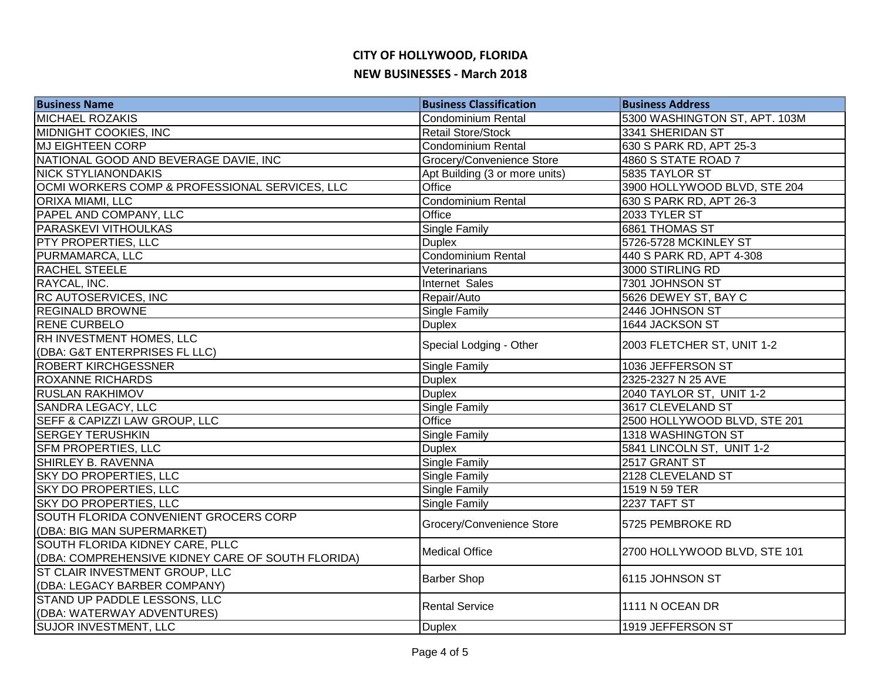# CITY OF HOLLYWOOD, FLORIDA

## NEW BUSINESSES - March 2018

| Business Name | Business Classification | Business Address |
|---|---|---|
| MICHAEL ROZAKIS | Condominium Rental | 5300 WASHINGTON ST, APT. 103M |
| MIDNIGHT COOKIES, INC | Retail Store/Stock | 3341 SHERIDAN ST |
| MJ EIGHTEEN CORP | Condominium Rental | 630 S PARK RD, APT 25-3 |
| NATIONAL GOOD AND BEVERAGE DAVIE, INC | Grocery/Convenience Store | 4860 S STATE ROAD 7 |
| NICK STYLIANONDAKIS | Apt Building (3 or more units) | 5835 TAYLOR ST |
| OCMI WORKERS COMP & PROFESSIONAL SERVICES, LLC | Office | 3900 HOLLYWOOD BLVD, STE 204 |
| ORIXA MIAMI, LLC | Condominium Rental | 630 S PARK RD, APT 26-3 |
| PAPEL AND COMPANY, LLC | Office | 2033 TYLER ST |
| PARASKEVI VITHOULKAS | Single Family | 6861 THOMAS ST |
| PTY PROPERTIES, LLC | Duplex | 5726-5728 MCKINLEY ST |
| PURMAMARCA, LLC | Condominium Rental | 440 S PARK RD, APT 4-308 |
| RACHEL STEELE | Veterinarians | 3000 STIRLING RD |
| RAYCAL, INC. | Internet Sales | 7301 JOHNSON ST |
| RC AUTOSERVICES, INC | Repair/Auto | 5626 DEWEY ST, BAY C |
| REGINALD BROWNE | Single Family | 2446 JOHNSON ST |
| RENE CURBELO | Duplex | 1644 JACKSON ST |
| RH INVESTMENT HOMES, LLC (DBA: G&T ENTERPRISES FL LLC) | Special Lodging - Other | 2003 FLETCHER ST, UNIT 1-2 |
| ROBERT KIRCHGESSNER | Single Family | 1036 JEFFERSON ST |
| ROXANNE RICHARDS | Duplex | 2325-2327 N 25 AVE |
| RUSLAN RAKHIMOV | Duplex | 2040 TAYLOR ST, UNIT 1-2 |
| SANDRA LEGACY, LLC | Single Family | 3617 CLEVELAND ST |
| SEFF & CAPIZZI LAW GROUP, LLC | Office | 2500 HOLLYWOOD BLVD, STE 201 |
| SERGEY TERUSHKIN | Single Family | 1318 WASHINGTON ST |
| SFM PROPERTIES, LLC | Duplex | 5841 LINCOLN ST, UNIT 1-2 |
| SHIRLEY B. RAVENNA | Single Family | 2517 GRANT ST |
| SKY DO PROPERTIES, LLC | Single Family | 2128 CLEVELAND ST |
| SKY DO PROPERTIES, LLC | Single Family | 1519 N 59 TER |
| SKY DO PROPERTIES, LLC | Single Family | 2237 TAFT ST |
| SOUTH FLORIDA CONVENIENT GROCERS CORP (DBA: BIG MAN SUPERMARKET) | Grocery/Convenience Store | 5725 PEMBROKE RD |
| SOUTH FLORIDA KIDNEY CARE, PLLC (DBA: COMPREHENSIVE KIDNEY CARE OF SOUTH FLORIDA) | Medical Office | 2700 HOLLYWOOD BLVD, STE 101 |
| ST CLAIR INVESTMENT GROUP, LLC (DBA: LEGACY BARBER COMPANY) | Barber Shop | 6115 JOHNSON ST |
| STAND UP PADDLE LESSONS, LLC (DBA: WATERWAY ADVENTURES) | Rental Service | 1111 N OCEAN DR |
| SUJOR INVESTMENT, LLC | Duplex | 1919 JEFFERSON ST |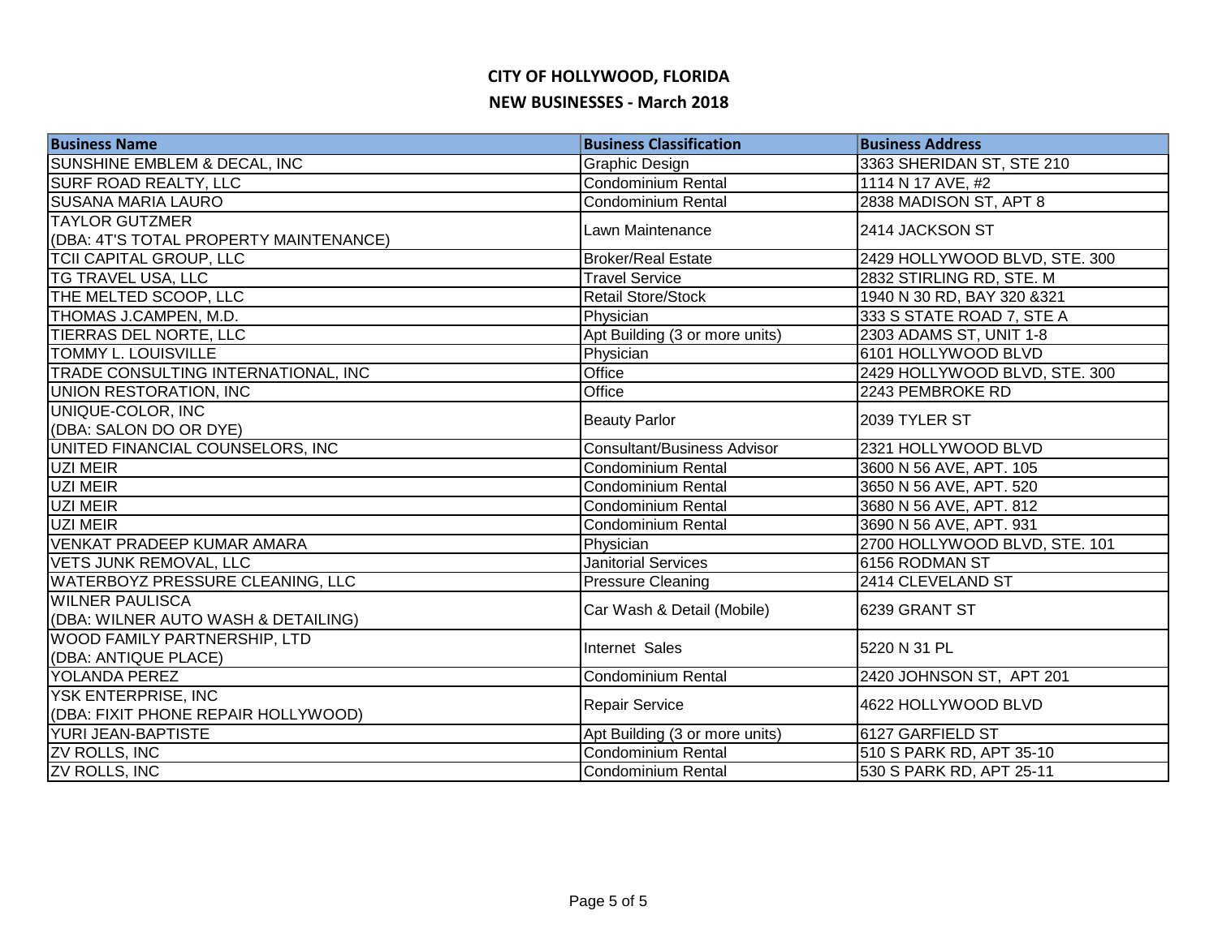# CITY OF HOLLYWOOD, FLORIDA

## NEW BUSINESSES - March 2018

| Business Name | Business Classification | Business Address |
|---|---|---|
| SUNSHINE EMBLEM & DECAL, INC | Graphic Design | 3363 SHERIDAN ST, STE 210 |
| SURF ROAD REALTY, LLC | Condominium Rental | 1114 N 17 AVE, #2 |
| SUSANA MARIA LAURO | Condominium Rental | 2838 MADISON ST, APT 8 |
| TAYLOR GUTZMER (DBA: 4T'S TOTAL PROPERTY MAINTENANCE) | Lawn Maintenance | 2414 JACKSON ST |
| TCII CAPITAL GROUP, LLC | Broker/Real Estate | 2429 HOLLYWOOD BLVD, STE. 300 |
| TG TRAVEL USA, LLC | Travel Service | 2832 STIRLING RD, STE. M |
| THE MELTED SCOOP, LLC | Retail Store/Stock | 1940 N 30 RD, BAY 320 &321 |
| THOMAS J.CAMPEN, M.D. | Physician | 333 S STATE ROAD 7, STE A |
| TIERRAS DEL NORTE, LLC | Apt Building (3 or more units) | 2303 ADAMS ST, UNIT 1-8 |
| TOMMY L. LOUISVILLE | Physician | 6101 HOLLYWOOD BLVD |
| TRADE CONSULTING INTERNATIONAL, INC | Office | 2429 HOLLYWOOD BLVD, STE. 300 |
| UNION RESTORATION, INC | Office | 2243 PEMBROKE RD |
| UNIQUE-COLOR, INC (DBA: SALON DO OR DYE) | Beauty Parlor | 2039 TYLER ST |
| UNITED FINANCIAL COUNSELORS, INC | Consultant/Business Advisor | 2321 HOLLYWOOD BLVD |
| UZI MEIR | Condominium Rental | 3600 N 56 AVE, APT. 105 |
| UZI MEIR | Condominium Rental | 3650 N 56 AVE, APT. 520 |
| UZI MEIR | Condominium Rental | 3680 N 56 AVE, APT. 812 |
| UZI MEIR | Condominium Rental | 3690 N 56 AVE, APT. 931 |
| VENKAT PRADEEP KUMAR AMARA | Physician | 2700 HOLLYWOOD BLVD, STE. 101 |
| VETS JUNK REMOVAL, LLC | Janitorial Services | 6156 RODMAN ST |
| WATERBOYZ PRESSURE CLEANING, LLC | Pressure Cleaning | 2414 CLEVELAND ST |
| WILNER PAULISCA (DBA: WILNER AUTO WASH & DETAILING) | Car Wash & Detail (Mobile) | 6239 GRANT ST |
| WOOD FAMILY PARTNERSHIP, LTD (DBA: ANTIQUE PLACE) | Internet Sales | 5220 N 31 PL |
| YOLANDA PEREZ | Condominium Rental | 2420 JOHNSON ST, APT 201 |
| YSK ENTERPRISE, INC (DBA: FIXIT PHONE REPAIR HOLLYWOOD) | Repair Service | 4622 HOLLYWOOD BLVD |
| YURI JEAN-BAPTISTE | Apt Building (3 or more units) | 6127 GARFIELD ST |
| ZV ROLLS, INC | Condominium Rental | 510 S PARK RD, APT 35-10 |
| ZV ROLLS, INC | Condominium Rental | 530 S PARK RD, APT 25-11 |